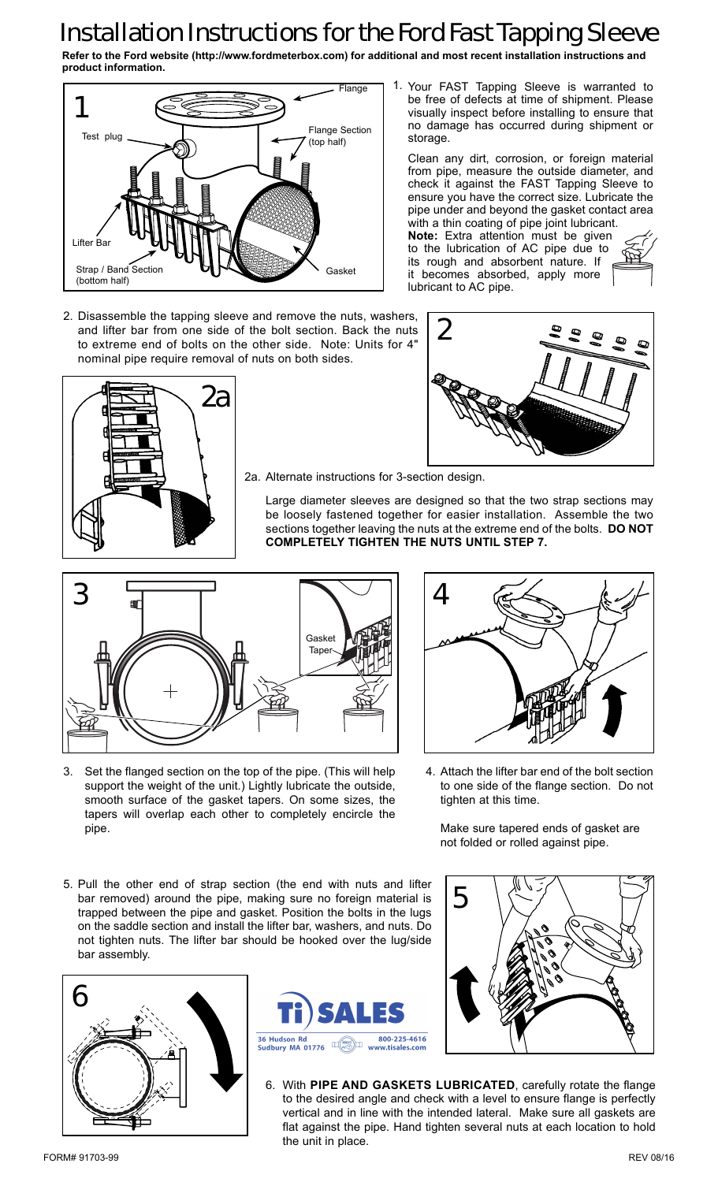# Installation Instructions for the Ford Fast Tapping Sleeve

**Refer to the Ford website (http://www.fordmeterbox.com) for additional and most recent installation instructions and product information.**

1. Your FAST Tapping Sleeve is warranted to be free of defects at time of shipment. Please visually inspect before installing to ensure that no damage has occurred during shipment or storage.

   Clean any dirt, corrosion, or foreign material from pipe, measure the outside diameter, and check it against the FAST Tapping Sleeve to ensure you have the correct size. Lubricate the pipe under and beyond the gasket contact area with a thin coating of pipe joint lubricant.

   **Note:** Extra attention must be given to the lubrication of AC pipe due to its rough and absorbent nature. If it becomes absorbed, apply more lubricant to AC pipe.

2. Disassemble the tapping sleeve and remove the nuts, washers, and lifter bar from one side of the bolt section. Back the nuts to extreme end of bolts on the other side. Note: Units for 4" nominal pipe require removal of nuts on both sides.

2a. Alternate instructions for 3-section design.

   Large diameter sleeves are designed so that the two strap sections may be loosely fastened together for easier installation. Assemble the two sections together leaving the nuts at the extreme end of the bolts. **DO NOT COMPLETELY TIGHTEN THE NUTS UNTIL STEP 7.**

3. Set the flanged section on the top of the pipe. (This will help support the weight of the unit.) Lightly lubricate the outside, smooth surface of the gasket tapers. On some sizes, the tapers will overlap each other to completely encircle the pipe.

4. Attach the lifter bar end of the bolt section to one side of the flange section. Do not tighten at this time.

   Make sure tapered ends of gasket are not folded or rolled against pipe.

5. Pull the other end of strap section (the end with nuts and lifter bar removed) around the pipe, making sure no foreign material is trapped between the pipe and gasket. Position the bolts in the lugs on the saddle section and install the lifter bar, washers, and nuts. Do not tighten nuts. The lifter bar should be hooked over the lug/side bar assembly.

6. With **PIPE AND GASKETS LUBRICATED**, carefully rotate the flange to the desired angle and check with a level to ensure flange is perfectly vertical and in line with the intended lateral. Make sure all gaskets are flat against the pipe. Hand tighten several nuts at each location to hold the unit in place.

Ti SALES
36 Hudson Rd
Sudbury MA 01776
800-225-4616
www.tisales.com

FORM# 91703-99

REV 08/16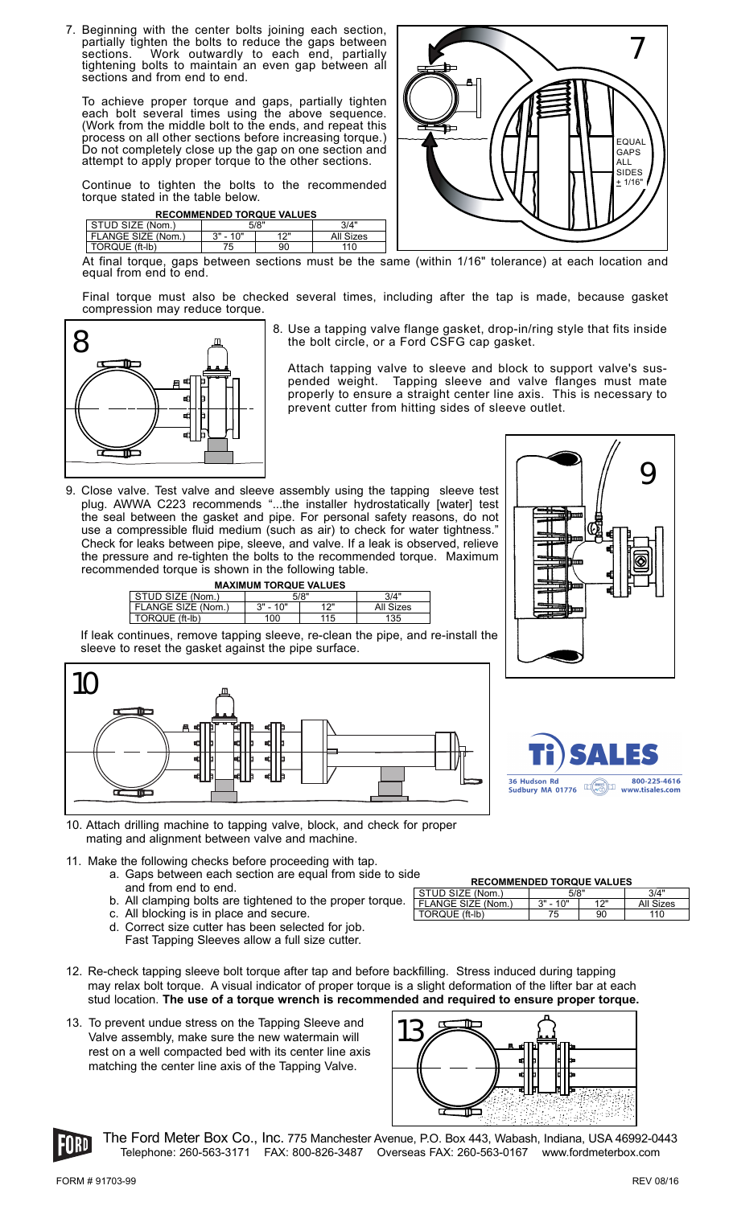7. Beginning with the center bolts joining each section, partially tighten the bolts to reduce the gaps between sections. Work outwardly to each end, partially tightening bolts to maintain an even gap between all sections and from end to end.

   To achieve proper torque and gaps, partially tighten each bolt several times using the above sequence. (Work from the middle bolt to the ends, and repeat this process on all other sections before increasing torque.) Do not completely close up the gap on one section and attempt to apply proper torque to the other sections.

   Continue to tighten the bolts to the recommended torque stated in the table below.

**RECOMMENDED TORQUE VALUES**

| | | | |
|---|---|---|---|
| STUD SIZE (Nom.) | 5/8" | | 3/4" |
| FLANGE SIZE (Nom.) | 3" - 10" | 12" | All Sizes |
| TORQUE (ft-lb) | 75 | 90 | 110 |

EQUAL GAPS ALL SIDES ± 1/16"

At final torque, gaps between sections must be the same (within 1/16" tolerance) at each location and equal from end to end.

Final torque must also be checked several times, including after the tap is made, because gasket compression may reduce torque.

8. Use a tapping valve flange gasket, drop-in/ring style that fits inside the bolt circle, or a Ford CSFG cap gasket.

   Attach tapping valve to sleeve and block to support valve's suspended weight. Tapping sleeve and valve flanges must mate properly to ensure a straight center line axis. This is necessary to prevent cutter from hitting sides of sleeve outlet.

9. Close valve. Test valve and sleeve assembly using the tapping sleeve test plug. AWWA C223 recommends "...the installer hydrostatically [water] test the seal between the gasket and pipe. For personal safety reasons, do not use a compressible fluid medium (such as air) to check for water tightness." Check for leaks between pipe, sleeve, and valve. If a leak is observed, relieve the pressure and re-tighten the bolts to the recommended torque. Maximum recommended torque is shown in the following table.

**MAXIMUM TORQUE VALUES**

| | | | |
|---|---|---|---|
| STUD SIZE (Nom.) | 5/8" | | 3/4" |
| FLANGE SIZE (Nom.) | 3" - 10" | 12" | All Sizes |
| TORQUE (ft-lb) | 100 | 115 | 135 |

If leak continues, remove tapping sleeve, re-clean the pipe, and re-install the sleeve to reset the gasket against the pipe surface.

Ti SALES
36 Hudson Rd Sudbury MA 01776
800-225-4616 www.tisales.com

10. Attach drilling machine to tapping valve, block, and check for proper mating and alignment between valve and machine.

11. Make the following checks before proceeding with tap.
    a. Gaps between each section are equal from side to side and from end to end.
    b. All clamping bolts are tightened to the proper torque.
    c. All blocking is in place and secure.
    d. Correct size cutter has been selected for job. Fast Tapping Sleeves allow a full size cutter.

**RECOMMENDED TORQUE VALUES**

| | | | |
|---|---|---|---|
| STUD SIZE (Nom.) | 5/8" | | 3/4" |
| FLANGE SIZE (Nom.) | 3" - 10" | 12" | All Sizes |
| TORQUE (ft-lb) | 75 | 90 | 110 |

12. Re-check tapping sleeve bolt torque after tap and before backfilling. Stress induced during tapping may relax bolt torque. A visual indicator of proper torque is a slight deformation of the lifter bar at each stud location. **The use of a torque wrench is recommended and required to ensure proper torque.**

13. To prevent undue stress on the Tapping Sleeve and Valve assembly, make sure the new watermain will rest on a well compacted bed with its center line axis matching the center line axis of the Tapping Valve.

The Ford Meter Box Co., Inc. 775 Manchester Avenue, P.O. Box 443, Wabash, Indiana, USA 46992-0443
Telephone: 260-563-3171 FAX: 800-826-3487 Overseas FAX: 260-563-0167 www.fordmeterbox.com

FORM # 91703-99 REV 08/16